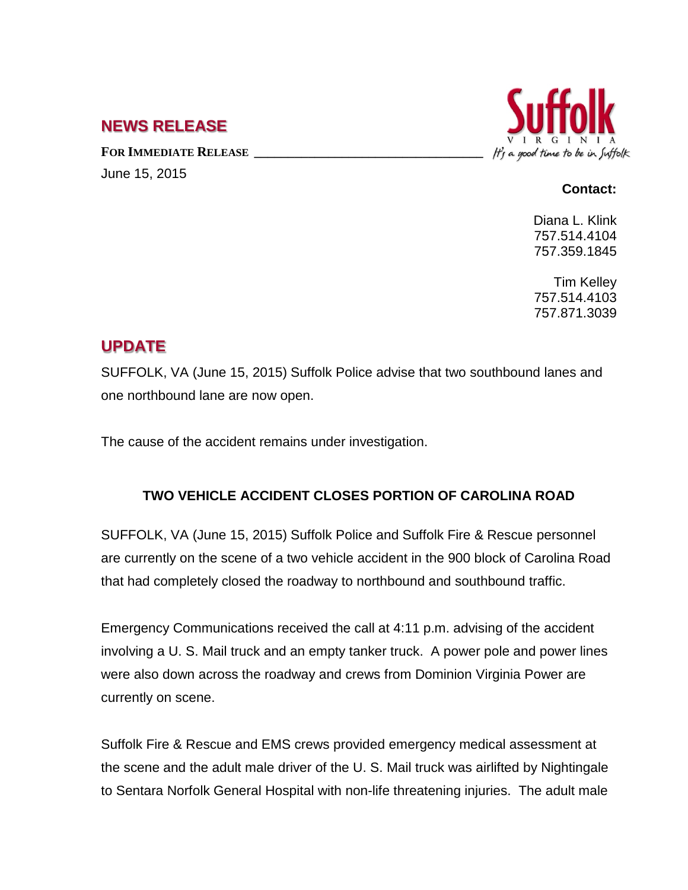## NEWS RELEASE

**FOR IMMEDIATE RELEASE**

June 15, 2015

Suffolk
VIRGINIA
It's a good time to be in Suffolk

**Contact:**

Diana L. Klink
757.514.4104
757.359.1845

Tim Kelley
757.514.4103
757.871.3039

## UPDATE

SUFFOLK, VA (June 15, 2015) Suffolk Police advise that two southbound lanes and one northbound lane are now open.

The cause of the accident remains under investigation.

**TWO VEHICLE ACCIDENT CLOSES PORTION OF CAROLINA ROAD**

SUFFOLK, VA (June 15, 2015) Suffolk Police and Suffolk Fire & Rescue personnel are currently on the scene of a two vehicle accident in the 900 block of Carolina Road that had completely closed the roadway to northbound and southbound traffic.

Emergency Communications received the call at 4:11 p.m. advising of the accident involving a U. S. Mail truck and an empty tanker truck. A power pole and power lines were also down across the roadway and crews from Dominion Virginia Power are currently on scene.

Suffolk Fire & Rescue and EMS crews provided emergency medical assessment at the scene and the adult male driver of the U. S. Mail truck was airlifted by Nightingale to Sentara Norfolk General Hospital with non-life threatening injuries. The adult male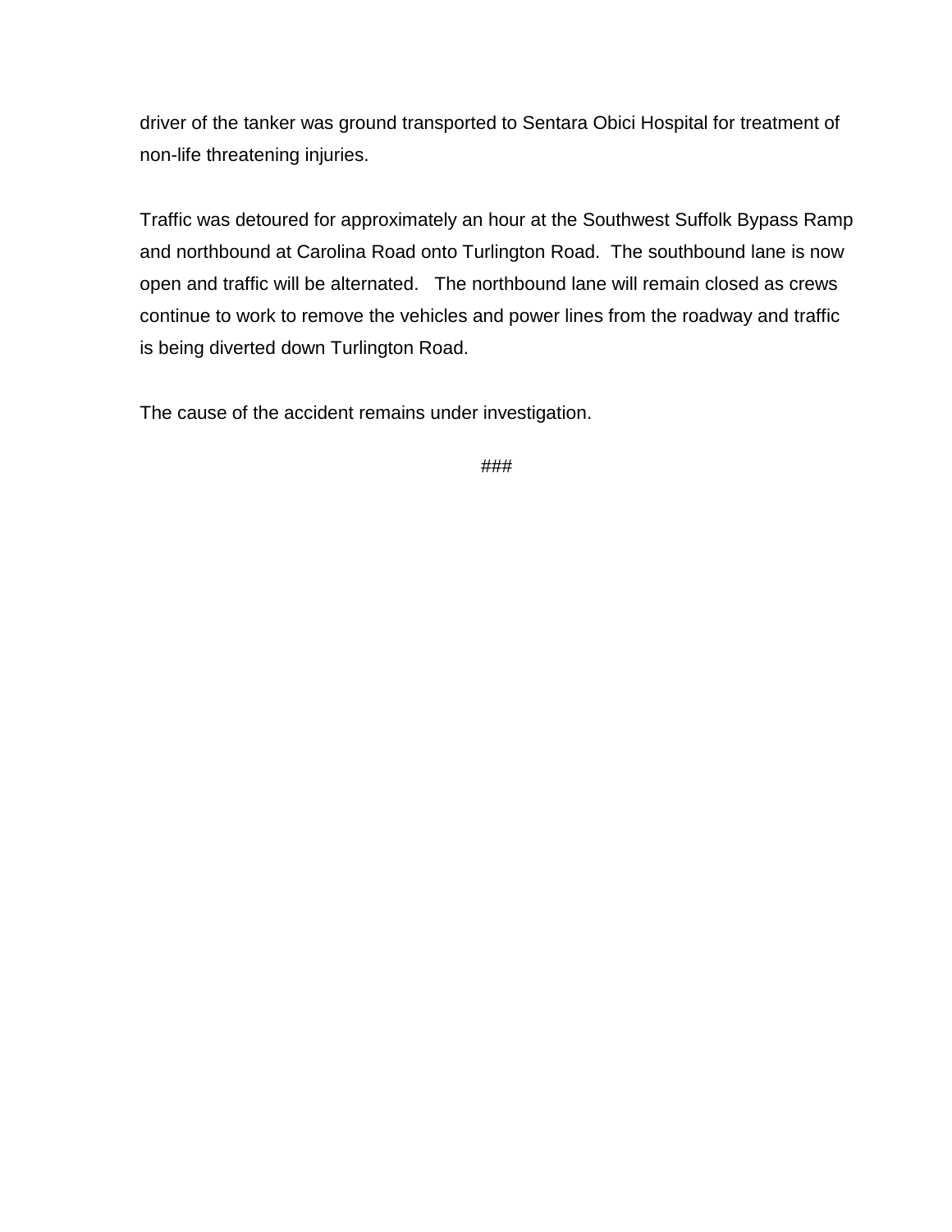driver of the tanker was ground transported to Sentara Obici Hospital for treatment of non-life threatening injuries.

Traffic was detoured for approximately an hour at the Southwest Suffolk Bypass Ramp and northbound at Carolina Road onto Turlington Road. The southbound lane is now open and traffic will be alternated. The northbound lane will remain closed as crews continue to work to remove the vehicles and power lines from the roadway and traffic is being diverted down Turlington Road.

The cause of the accident remains under investigation.

###